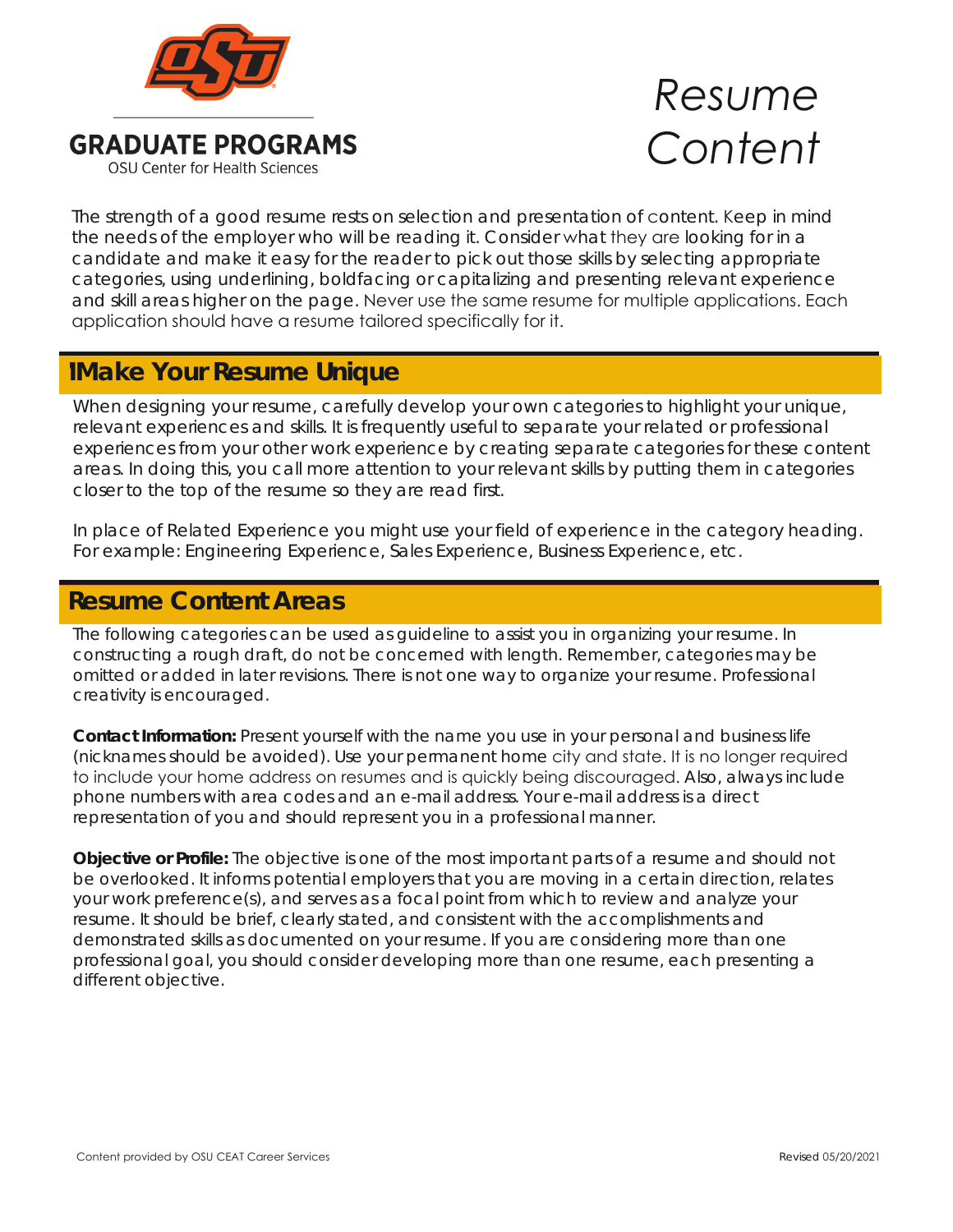GRADUATE PROGRAMS

OSU Center for Health Sciences

# Resume Content

The strength of a good resume rests on selection and presentation of content. Keep in mind the needs of the employer who will be reading it. Consider what they are looking for in a candidate and make it easy for the reader to pick out those skills by selecting appropriate categories, using underlining, boldfacing or capitalizing and presenting relevant experience and skill areas higher on the page. Never use the same resume for multiple applications. Each application should have a resume tailored specifically for it.

## 1Make Your Resume Unique

When designing your resume, carefully develop your own categories to highlight your unique, relevant experiences and skills. It is frequently useful to separate your related or professional experiences from your other work experience by creating separate categories for these content areas. In doing this, you call more attention to your relevant skills by putting them in categories closer to the top of the resume so they are read first.

In place of Related Experience you might use your field of experience in the category heading. For example: Engineering Experience, Sales Experience, Business Experience, etc.

## Resume Content Areas

The following categories can be used as guideline to assist you in organizing your resume. In constructing a rough draft, do not be concerned with length. Remember, categories may be omitted or added in later revisions. There is not one way to organize your resume. Professional creativity is encouraged.

**Contact Information:** Present yourself with the name you use in your personal and business life (nicknames should be avoided). Use your permanent home city and state. It is no longer required to include your home address on resumes and is quickly being discouraged. Also, always include phone numbers with area codes and an e-mail address. Your e-mail address is a direct representation of you and should represent you in a professional manner.

**Objective or Profile:** The objective is one of the most important parts of a resume and should not be overlooked. It informs potential employers that you are moving in a certain direction, relates your work preference(s), and serves as a focal point from which to review and analyze your resume. It should be brief, clearly stated, and consistent with the accomplishments and demonstrated skills as documented on your resume. If you are considering more than one professional goal, you should consider developing more than one resume, each presenting a different objective.

Content provided by OSU CEAT Career Services

Revised 05/20/2021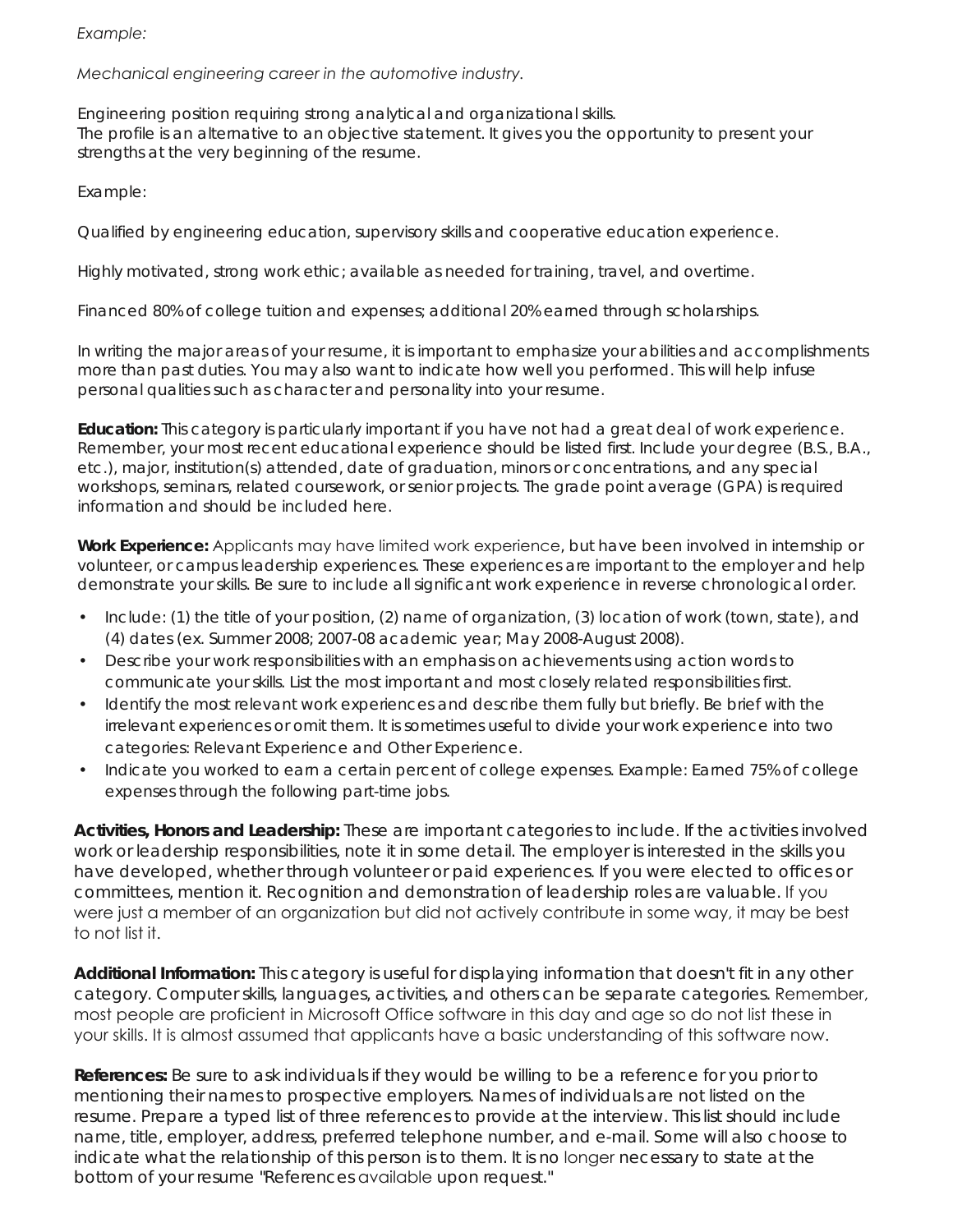*Example:*

*Mechanical engineering career in the automotive industry.*

Engineering position requiring strong analytical and organizational skills.
The profile is an alternative to an objective statement. It gives you the opportunity to present your strengths at the very beginning of the resume.

Example:

Qualified by engineering education, supervisory skills and cooperative education experience.

Highly motivated, strong work ethic; available as needed for training, travel, and overtime.

Financed 80% of college tuition and expenses; additional 20% earned through scholarships.

In writing the major areas of your resume, it is important to emphasize your abilities and accomplishments more than past duties. You may also want to indicate how well you performed. This will help infuse personal qualities such as character and personality into your resume.

**Education:** This category is particularly important if you have not had a great deal of work experience. Remember, your most recent educational experience should be listed first. Include your degree (B.S., B.A., etc.), major, institution(s) attended, date of graduation, minors or concentrations, and any special workshops, seminars, related coursework, or senior projects. The grade point average (GPA) is required information and should be included here.

**Work Experience:** Applicants may have limited work experience, but have been involved in internship or volunteer, or campus leadership experiences. These experiences are important to the employer and help demonstrate your skills. Be sure to include all significant work experience in reverse chronological order.

- Include: (1) the title of your position, (2) name of organization, (3) location of work (town, state), and (4) dates (ex. Summer 2008; 2007-08 academic year; May 2008-August 2008).
- Describe your work responsibilities with an emphasis on achievements using action words to communicate your skills. List the most important and most closely related responsibilities first.
- Identify the most relevant work experiences and describe them fully but briefly. Be brief with the irrelevant experiences or omit them. It is sometimes useful to divide your work experience into two categories: Relevant Experience and Other Experience.
- Indicate you worked to earn a certain percent of college expenses. Example: Earned 75% of college expenses through the following part-time jobs.

**Activities, Honors and Leadership:** These are important categories to include. If the activities involved work or leadership responsibilities, note it in some detail. The employer is interested in the skills you have developed, whether through volunteer or paid experiences. If you were elected to offices or committees, mention it. Recognition and demonstration of leadership roles are valuable. If you were just a member of an organization but did not actively contribute in some way, it may be best to not list it.

**Additional Information:** This category is useful for displaying information that doesn't fit in any other category. Computer skills, languages, activities, and others can be separate categories. Remember, most people are proficient in Microsoft Office software in this day and age so do not list these in your skills. It is almost assumed that applicants have a basic understanding of this software now.

**References:** Be sure to ask individuals if they would be willing to be a reference for you prior to mentioning their names to prospective employers. Names of individuals are not listed on the resume. Prepare a typed list of three references to provide at the interview. This list should include name, title, employer, address, preferred telephone number, and e-mail. Some will also choose to indicate what the relationship of this person is to them. It is no longer necessary to state at the bottom of your resume "References available upon request."